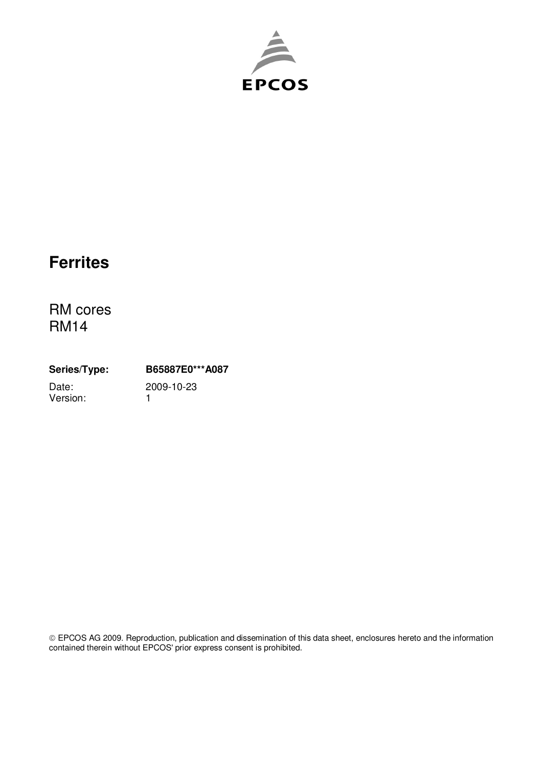EPCOS

# Ferrites

RM cores
RM14

**Series/Type:** **B65887E0***A087**

Date: 2009-10-23
Version: 1

© EPCOS AG 2009. Reproduction, publication and dissemination of this data sheet, enclosures hereto and the information contained therein without EPCOS' prior express consent is prohibited.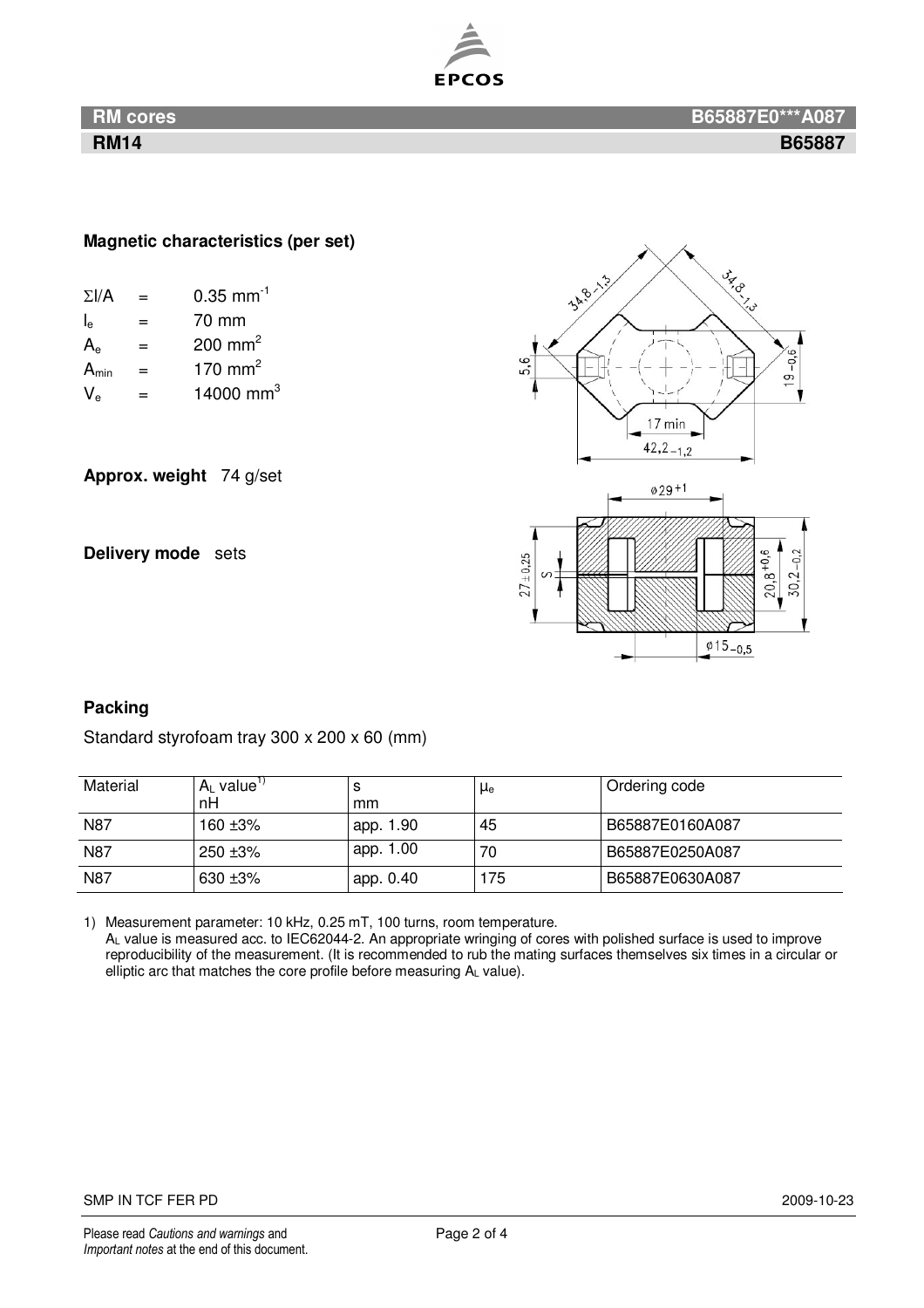**RM cores** **B65887E0***A087**

**RM14** **B65887**

**Magnetic characteristics (per set)**

$\Sigma l/A$ = 0.35 $mm^{-1}$
$l_e$ = 70 mm
$A_e$ = 200 $mm^2$
$A_{min}$ = 170 $mm^2$
$V_e$ = 14000 $mm^3$

**Approx. weight** 74 g/set

**Delivery mode** sets

**Packing**

Standard styrofoam tray 300 x 200 x 60 (mm)

| Material | $A_L$ value[1] nH | s mm | $\mu_e$ | Ordering code |
|---|---|---|---|---|
| N87 | 160 ±3% | app. 1.90 | 45 | B65887E0160A087 |
| N87 | 250 ±3% | app. 1.00 | 70 | B65887E0250A087 |
| N87 | 630 ±3% | app. 0.40 | 175 | B65887E0630A087 |

1) Measurement parameter: 10 kHz, 0.25 mT, 100 turns, room temperature.
$A_L$ value is measured acc. to IEC62044-2. An appropriate wringing of cores with polished surface is used to improve reproducibility of the measurement. (It is recommended to rub the mating surfaces themselves six times in a circular or elliptic arc that matches the core profile before measuring $A_L$ value).

SMP IN TCF FER PD 2009-10-23

Please read *Cautions and warnings* and *Important notes* at the end of this document.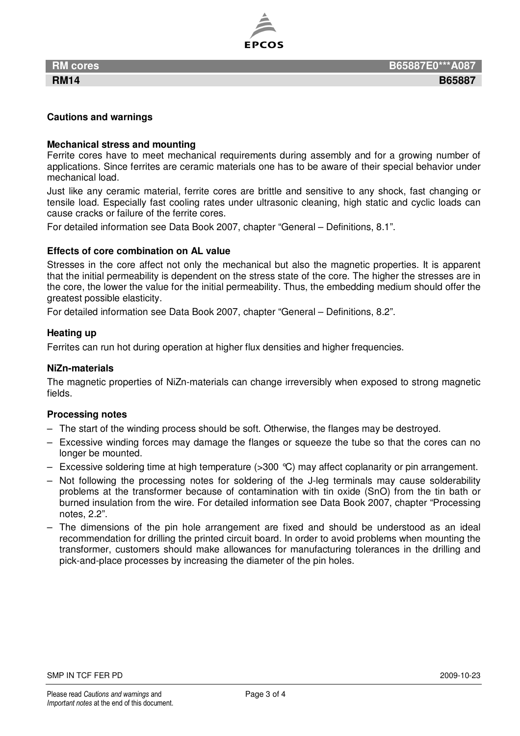## Cautions and warnings

### Mechanical stress and mounting

Ferrite cores have to meet mechanical requirements during assembly and for a growing number of applications. Since ferrites are ceramic materials one has to be aware of their special behavior under mechanical load.

Just like any ceramic material, ferrite cores are brittle and sensitive to any shock, fast changing or tensile load. Especially fast cooling rates under ultrasonic cleaning, high static and cyclic loads can cause cracks or failure of the ferrite cores.

For detailed information see Data Book 2007, chapter "General – Definitions, 8.1".

### Effects of core combination on AL value

Stresses in the core affect not only the mechanical but also the magnetic properties. It is apparent that the initial permeability is dependent on the stress state of the core. The higher the stresses are in the core, the lower the value for the initial permeability. Thus, the embedding medium should offer the greatest possible elasticity.

For detailed information see Data Book 2007, chapter "General – Definitions, 8.2".

### Heating up

Ferrites can run hot during operation at higher flux densities and higher frequencies.

### NiZn-materials

The magnetic properties of NiZn-materials can change irreversibly when exposed to strong magnetic fields.

### Processing notes

- The start of the winding process should be soft. Otherwise, the flanges may be destroyed.
- Excessive winding forces may damage the flanges or squeeze the tube so that the cores can no longer be mounted.
- Excessive soldering time at high temperature (>300 °C) may affect coplanarity or pin arrangement.
- Not following the processing notes for soldering of the J-leg terminals may cause solderability problems at the transformer because of contamination with tin oxide (SnO) from the tin bath or burned insulation from the wire. For detailed information see Data Book 2007, chapter "Processing notes, 2.2".
- The dimensions of the pin hole arrangement are fixed and should be understood as an ideal recommendation for drilling the printed circuit board. In order to avoid problems when mounting the transformer, customers should make allowances for manufacturing tolerances in the drilling and pick-and-place processes by increasing the diameter of the pin holes.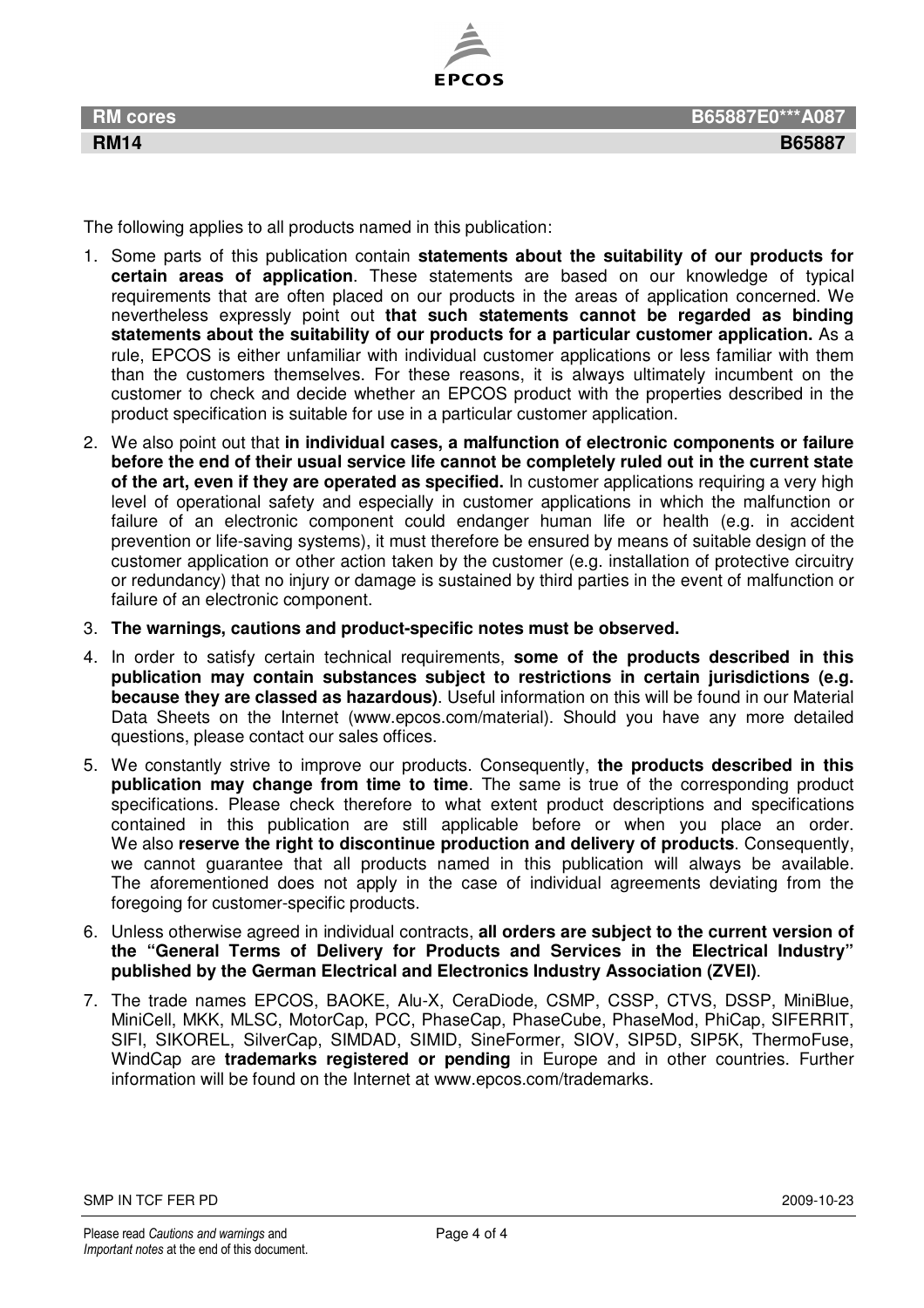The following applies to all products named in this publication:

1. Some parts of this publication contain **statements about the suitability of our products for certain areas of application**. These statements are based on our knowledge of typical requirements that are often placed on our products in the areas of application concerned. We nevertheless expressly point out **that such statements cannot be regarded as binding statements about the suitability of our products for a particular customer application.** As a rule, EPCOS is either unfamiliar with individual customer applications or less familiar with them than the customers themselves. For these reasons, it is always ultimately incumbent on the customer to check and decide whether an EPCOS product with the properties described in the product specification is suitable for use in a particular customer application.
2. We also point out that **in individual cases, a malfunction of electronic components or failure before the end of their usual service life cannot be completely ruled out in the current state of the art, even if they are operated as specified.** In customer applications requiring a very high level of operational safety and especially in customer applications in which the malfunction or failure of an electronic component could endanger human life or health (e.g. in accident prevention or life-saving systems), it must therefore be ensured by means of suitable design of the customer application or other action taken by the customer (e.g. installation of protective circuitry or redundancy) that no injury or damage is sustained by third parties in the event of malfunction or failure of an electronic component.
3. **The warnings, cautions and product-specific notes must be observed.**
4. In order to satisfy certain technical requirements, **some of the products described in this publication may contain substances subject to restrictions in certain jurisdictions (e.g. because they are classed as hazardous)**. Useful information on this will be found in our Material Data Sheets on the Internet (www.epcos.com/material). Should you have any more detailed questions, please contact our sales offices.
5. We constantly strive to improve our products. Consequently, **the products described in this publication may change from time to time**. The same is true of the corresponding product specifications. Please check therefore to what extent product descriptions and specifications contained in this publication are still applicable before or when you place an order. We also **reserve the right to discontinue production and delivery of products**. Consequently, we cannot guarantee that all products named in this publication will always be available. The aforementioned does not apply in the case of individual agreements deviating from the foregoing for customer-specific products.
6. Unless otherwise agreed in individual contracts, **all orders are subject to the current version of the "General Terms of Delivery for Products and Services in the Electrical Industry" published by the German Electrical and Electronics Industry Association (ZVEI)**.
7. The trade names EPCOS, BAOKE, Alu-X, CeraDiode, CSMP, CSSP, CTVS, DSSP, MiniBlue, MiniCell, MKK, MLSC, MotorCap, PCC, PhaseCap, PhaseCube, PhaseMod, PhiCap, SIFERRIT, SIFI, SIKOREL, SilverCap, SIMDAD, SIMID, SineFormer, SIOV, SIP5D, SIP5K, ThermoFuse, WindCap are **trademarks registered or pending** in Europe and in other countries. Further information will be found on the Internet at www.epcos.com/trademarks.